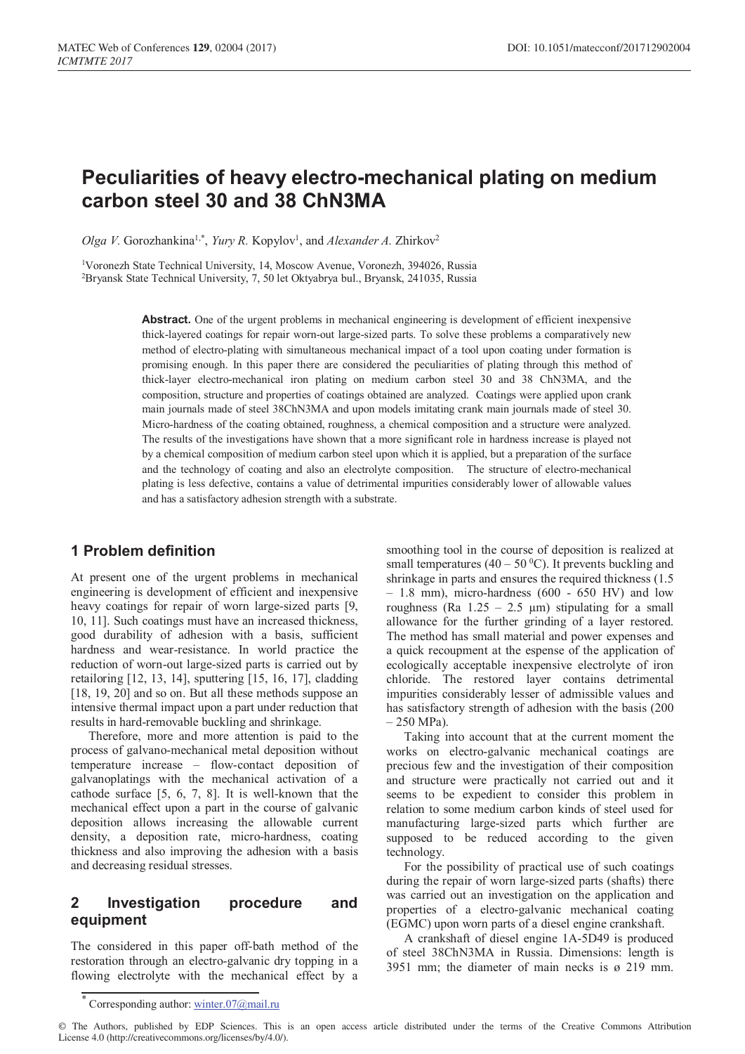# Peculiarities of heavy electro-mechanical plating on medium carbon steel 30 and 38 ChN3MA

*Olga V.* Gorozhankina[1,*], *Yury R.* Kopylov[1], and *Alexander A.* Zhirkov[2]

[1]Voronezh State Technical University, 14, Moscow Avenue, Voronezh, 394026, Russia
[2]Bryansk State Technical University, 7, 50 let Oktyabrya bul., Bryansk, 241035, Russia

**Abstract.** One of the urgent problems in mechanical engineering is development of efficient inexpensive thick-layered coatings for repair worn-out large-sized parts. To solve these problems a comparatively new method of electro-plating with simultaneous mechanical impact of a tool upon coating under formation is promising enough. In this paper there are considered the peculiarities of plating through this method of thick-layer electro-mechanical iron plating on medium carbon steel 30 and 38 ChN3MA, and the composition, structure and properties of coatings obtained are analyzed. Coatings were applied upon crank main journals made of steel 38ChN3MA and upon models imitating crank main journals made of steel 30. Micro-hardness of the coating obtained, roughness, a chemical composition and a structure were analyzed. The results of the investigations have shown that a more significant role in hardness increase is played not by a chemical composition of medium carbon steel upon which it is applied, but a preparation of the surface and the technology of coating and also an electrolyte composition. The structure of electro-mechanical plating is less defective, contains a value of detrimental impurities considerably lower of allowable values and has a satisfactory adhesion strength with a substrate.

## 1 Problem definition

At present one of the urgent problems in mechanical engineering is development of efficient and inexpensive heavy coatings for repair of worn large-sized parts [9, 10, 11]. Such coatings must have an increased thickness, good durability of adhesion with a basis, sufficient hardness and wear-resistance. In world practice the reduction of worn-out large-sized parts is carried out by retailoring [12, 13, 14], sputtering [15, 16, 17], cladding [18, 19, 20] and so on. But all these methods suppose an intensive thermal impact upon a part under reduction that results in hard-removable buckling and shrinkage.

Therefore, more and more attention is paid to the process of galvano-mechanical metal deposition without temperature increase – flow-contact deposition of galvanoplatings with the mechanical activation of a cathode surface [5, 6, 7, 8]. It is well-known that the mechanical effect upon a part in the course of galvanic deposition allows increasing the allowable current density, a deposition rate, micro-hardness, coating thickness and also improving the adhesion with a basis and decreasing residual stresses.

## 2 Investigation procedure and equipment

The considered in this paper off-bath method of the restoration through an electro-galvanic dry topping in a flowing electrolyte with the mechanical effect by a smoothing tool in the course of deposition is realized at small temperatures (40 – 50 $^0$C). It prevents buckling and shrinkage in parts and ensures the required thickness (1.5 – 1.8 mm), micro-hardness (600 - 650 HV) and low roughness (Ra 1.25 – 2.5 µm) stipulating for a small allowance for the further grinding of a layer restored. The method has small material and power expenses and a quick recoupment at the espense of the application of ecologically acceptable inexpensive electrolyte of iron chloride. The restored layer contains detrimental impurities considerably lesser of admissible values and has satisfactory strength of adhesion with the basis (200 – 250 MPa).

Taking into account that at the current moment the works on electro-galvanic mechanical coatings are precious few and the investigation of their composition and structure were practically not carried out and it seems to be expedient to consider this problem in relation to some medium carbon kinds of steel used for manufacturing large-sized parts which further are supposed to be reduced according to the given technology.

For the possibility of practical use of such coatings during the repair of worn large-sized parts (shafts) there was carried out an investigation on the application and properties of a electro-galvanic mechanical coating (EGMC) upon worn parts of a diesel engine crankshaft.

A crankshaft of diesel engine 1A-5D49 is produced of steel 38ChN3MA in Russia. Dimensions: length is 3951 mm; the diameter of main necks is ø 219 mm.

* Corresponding author: winter.07@mail.ru

© The Authors, published by EDP Sciences. This is an open access article distributed under the terms of the Creative Commons Attribution License 4.0 (http://creativecommons.org/licenses/by/4.0/).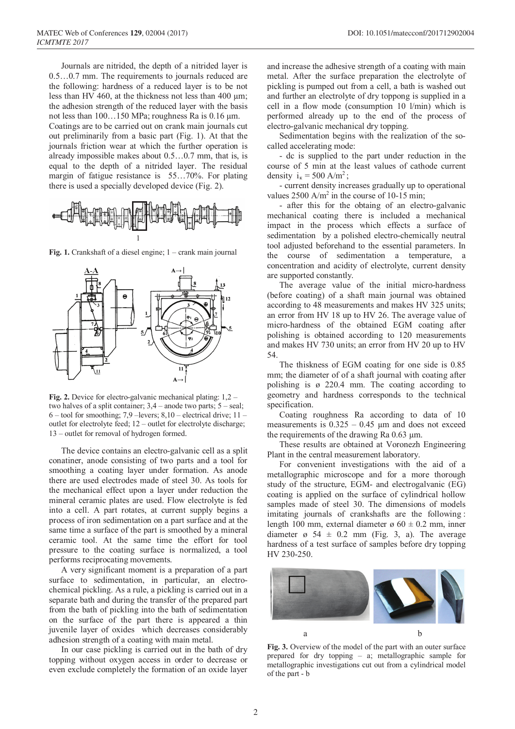Journals are nitrided, the depth of a nitrided layer is 0.5…0.7 mm. The requirements to journals reduced are the following: hardness of a reduced layer is to be not less than HV 460, at the thickness not less than 400 µm; the adhesion strength of the reduced layer with the basis not less than 100…150 MPa; roughness Ra is 0.16 µm.

Coatings are to be carried out on crank main journals cut out preliminarily from a basic part (Fig. 1). At that the journals friction wear at which the further operation is already impossible makes about 0.5…0.7 mm, that is, is equal to the depth of a nitrided layer. The residual margin of fatigue resistance is 55…70%. For plating there is used a specially developed device (Fig. 2).

**Fig. 1.** Crankshaft of a diesel engine; 1 – crank main journal

**Fig. 2.** Device for electro-galvanic mechanical plating: 1,2 – two halves of a split container; 3,4 – anode two parts; 5 – seal; 6 – tool for smoothing; 7,9 –levers; 8,10 – electrical drive; 11 – outlet for electrolyte feed; 12 – outlet for electrolyte discharge; 13 – outlet for removal of hydrogen formed.

The device contains an electro-galvanic cell as a split conatiner, anode consisting of two parts and a tool for smoothing a coating layer under formation. As anode there are used electrodes made of steel 30. As tools for the mechanical effect upon a layer under reduction the mineral ceramic plates are used. Flow electrolyte is fed into a cell. A part rotates, at current supply begins a process of iron sedimentation on a part surface and at the same time a surface of the part is smoothed by a mineral ceramic tool. At the same time the effort for tool pressure to the coating surface is normalized, a tool performs reciprocating movements.

A very significant moment is a preparation of a part surface to sedimentation, in particular, an electro-chemical pickling. As a rule, a pickling is carried out in a separate bath and during the transfer of the prepared part from the bath of pickling into the bath of sedimentation on the surface of the part there is appeared a thin juvenile layer of oxides which decreases considerably adhesion strength of a coating with main metal.

In our case pickling is carried out in the bath of dry topping without oxygen access in order to decrease or even exclude completely the formation of an oxide layer and increase the adhesive strength of a coating with main metal. After the surface preparation the electrolyte of pickling is pumped out from a cell, a bath is washed out and further an electrolyte of dry toppong is supplied in a cell in a flow mode (consumption 10 l/min) which is performed already up to the end of the process of electro-galvanic mechanical dry topping.

Sedimentation begins with the realization of the so-called accelerating mode:

- dc is supplied to the part under reduction in the course of 5 min at the least values of cathode current density $i_к = 500$ A/m$^2$;
- current density increases gradually up to operational values 2500 A/m$^2$ in the course of 10-15 min;
- after this for the obtaing of an electro-galvanic mechanical coating there is included a mechanical impact in the process which effects a surface of sedimentation by a polished electro-chemically neutral tool adjusted beforehand to the essential parameters. In the course of sedimentation a temperature, a concentration and acidity of electrolyte, current density are supported constantly.

The average value of the initial micro-hardness (before coating) of a shaft main journal was obtained according to 48 measurements and makes HV 325 units; an error from HV 18 up to HV 26. The average value of micro-hardness of the obtained EGM coating after polishing is obtained according to 120 measurements and makes HV 730 units; an error from HV 20 up to HV 54.

The thiskness of EGM coating for one side is 0.85 mm; the diameter of of a shaft journal with coating after polishing is ø 220.4 mm. The coating according to geometry and hardness corresponds to the technical specification.

Coating roughness Ra according to data of 10 measurements is 0.325 – 0.45 µm and does not exceed the requirements of the drawing Ra 0.63 µm.

These results are obtained at Voronezh Engineering Plant in the central measurement laboratory.

For convenient investigations with the aid of a metallographic microscope and for a more thorough study of the structure, EGM- and electrogalvanic (EG) coating is applied on the surface of cylindrical hollow samples made of steel 30. The dimensions of models imitating journals of crankshafts are the following: length 100 mm, external diameter ø 60 ± 0.2 mm, inner diameter ø 54 ± 0.2 mm (Fig. 3, a). The average hardness of a test surface of samples before dry topping HV 230-250.

**Fig. 3.** Overview of the model of the part with an outer surface prepared for dry topping – a; metallographic sample for metallographic investigations cut out from a cylindrical model of the part - b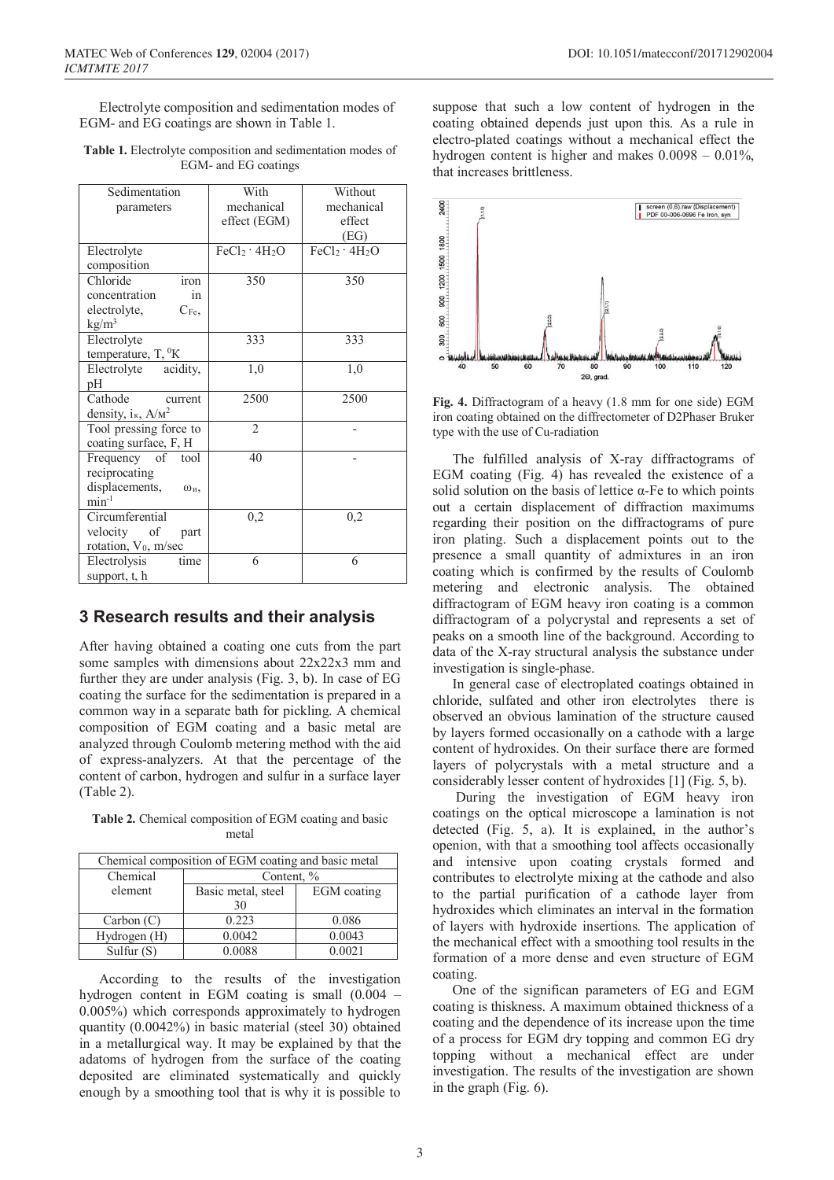Electrolyte composition and sedimentation modes of EGM- and EG coatings are shown in Table 1.

**Table 1.** Electrolyte composition and sedimentation modes of EGM- and EG coatings

| Sedimentation parameters | With mechanical effect (EGM) | Without mechanical effect (EG) |
|---|---|---|
| Electrolyte composition | $FeCl_2 \cdot 4H_2O$ | $FeCl_2 \cdot 4H_2O$ |
| Chloride iron concentration in electrolyte, $C_{Fe}$, kg/m³ | 350 | 350 |
| Electrolyte temperature, T, ⁰K | 333 | 333 |
| Electrolyte acidity, pH | 1,0 | 1,0 |
| Cathode current density, $i_к$, A/м² | 2500 | 2500 |
| Tool pressing force to coating surface, F, H | 2 | - |
| Frequency of tool reciprocating displacements, $\omega_н$, min⁻¹ | 40 | - |
| Circumferential velocity of part rotation, $V_0$, m/sec | 0,2 | 0,2 |
| Electrolysis time support, t, h | 6 | 6 |

## 3 Research results and their analysis

After having obtained a coating one cuts from the part some samples with dimensions about 22x22x3 mm and further they are under analysis (Fig. 3, b). In case of EG coating the surface for the sedimentation is prepared in a common way in a separate bath for pickling. A chemical composition of EGM coating and a basic metal are analyzed through Coulomb metering method with the aid of express-analyzers. At that the percentage of the content of carbon, hydrogen and sulfur in a surface layer (Table 2).

**Table 2.** Chemical composition of EGM coating and basic metal

| Chemical composition of EGM coating and basic metal | | |
|---|---|---|
| Chemical element | Content, % | |
| | Basic metal, steel 30 | EGM coating |
| Carbon (C) | 0.223 | 0.086 |
| Hydrogen (H) | 0.0042 | 0.0043 |
| Sulfur (S) | 0.0088 | 0.0021 |

According to the results of the investigation hydrogen content in EGM coating is small (0.004 – 0.005%) which corresponds approximately to hydrogen quantity (0.0042%) in basic material (steel 30) obtained in a metallurgical way. It may be explained by that the adatoms of hydrogen from the surface of the coating deposited are eliminated systematically and quickly enough by a smoothing tool that is why it is possible to suppose that such a low content of hydrogen in the coating obtained depends just upon this. As a rule in electro-plated coatings without a mechanical effect the hydrogen content is higher and makes 0.0098 – 0.01%, that increases brittleness.

**Fig. 4.** Diffractogram of a heavy (1.8 mm for one side) EGM iron coating obtained on the diffrectometer of D2Phaser Bruker type with the use of Cu-radiation

The fulfilled analysis of X-ray diffractograms of EGM coating (Fig. 4) has revealed the existence of a solid solution on the basis of lettice α-Fe to which points out a certain displacement of diffraction maximums regarding their position on the diffractograms of pure iron plating. Such a displacement points out to the presence a small quantity of admixtures in an iron coating which is confirmed by the results of Coulomb metering and electronic analysis. The obtained diffractogram of EGM heavy iron coating is a common diffractogram of a polycrystal and represents a set of peaks on a smooth line of the background. According to data of the X-ray structural analysis the substance under investigation is single-phase.

In general case of electroplated coatings obtained in chloride, sulfated and other iron electrolytes there is observed an obvious lamination of the structure caused by layers formed occasionally on a cathode with a large content of hydroxides. On their surface there are formed layers of polycrystals with a metal structure and a considerably lesser content of hydroxides [1] (Fig. 5, b).

During the investigation of EGM heavy iron coatings on the optical microscope a lamination is not detected (Fig. 5, a). It is explained, in the author's openion, with that a smoothing tool affects occasionally and intensive upon coating crystals formed and contributes to electrolyte mixing at the cathode and also to the partial purification of a cathode layer from hydroxides which eliminates an interval in the formation of layers with hydroxide insertions. The application of the mechanical effect with a smoothing tool results in the formation of a more dense and even structure of EGM coating.

One of the significan parameters of EG and EGM coating is thiskness. A maximum obtained thickness of a coating and the dependence of its increase upon the time of a process for EGM dry topping and common EG dry topping without a mechanical effect are under investigation. The results of the investigation are shown in the graph (Fig. 6).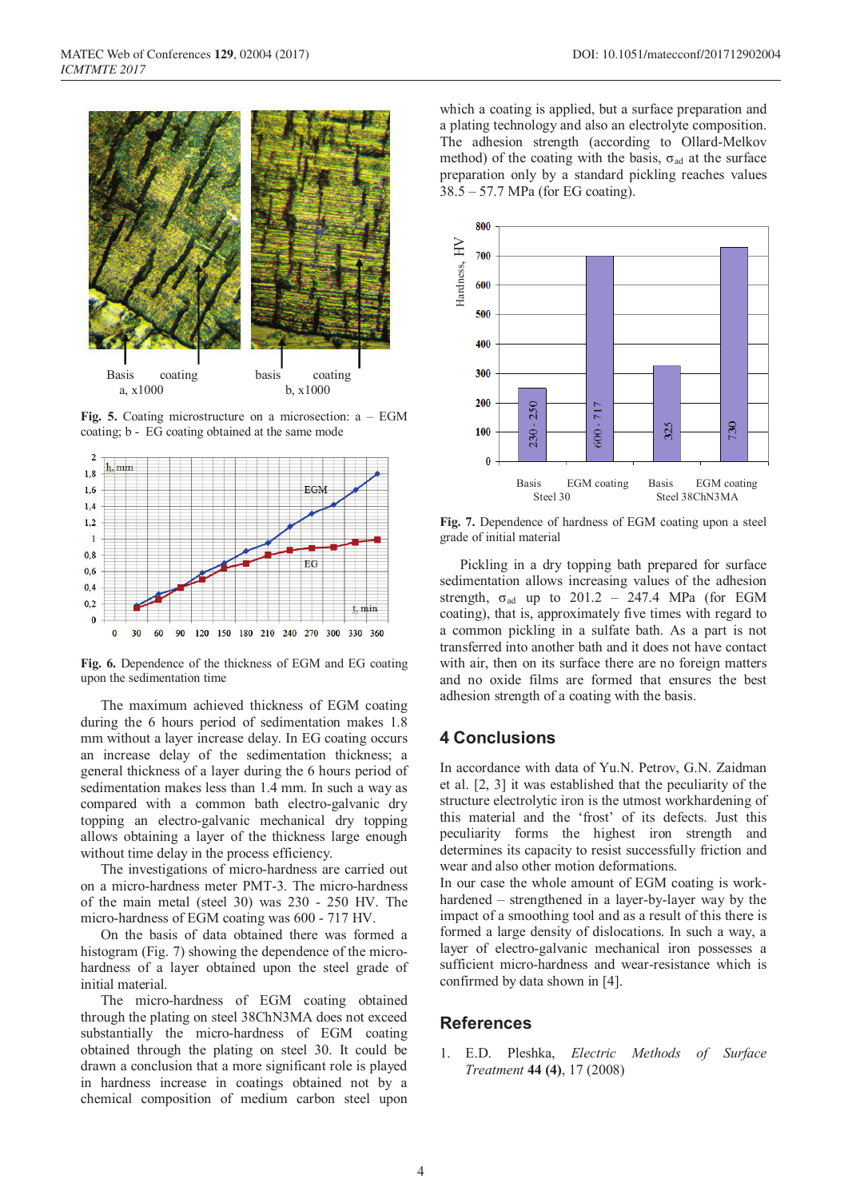Basis coating
a, x1000

basis coating
b, x1000

**Fig. 5.** Coating microstructure on a microsection: a – EGM coating; b - EG coating obtained at the same mode

**Fig. 6.** Dependence of the thickness of EGM and EG coating upon the sedimentation time

The maximum achieved thickness of EGM coating during the 6 hours period of sedimentation makes 1.8 mm without a layer increase delay. In EG coating occurs an increase delay of the sedimentation thickness; a general thickness of a layer during the 6 hours period of sedimentation makes less than 1.4 mm. In such a way as compared with a common bath electro-galvanic dry topping an electro-galvanic mechanical dry topping allows obtaining a layer of the thickness large enough without time delay in the process efficiency.

The investigations of micro-hardness are carried out on a micro-hardness meter PMT-3. The micro-hardness of the main metal (steel 30) was 230 - 250 HV. The micro-hardness of EGM coating was 600 - 717 HV.

On the basis of data obtained there was formed a histogram (Fig. 7) showing the dependence of the micro-hardness of a layer obtained upon the steel grade of initial material.

The micro-hardness of EGM coating obtained through the plating on steel 38CrN3MA does not exceed substantially the micro-hardness of EGM coating obtained through the plating on steel 30. It could be drawn a conclusion that a more significant role is played in hardness increase in coatings obtained not by a chemical composition of medium carbon steel upon which a coating is applied, but a surface preparation and a plating technology and also an electrolyte composition. The adhesion strength (according to Ollard-Melkov method) of the coating with the basis, $\sigma_{ad}$ at the surface preparation only by a standard pickling reaches values 38.5 – 57.7 MPa (for EG coating).

**Fig. 7.** Dependence of hardness of EGM coating upon a steel grade of initial material

Pickling in a dry topping bath prepared for surface sedimentation allows increasing values of the adhesion strength, $\sigma_{ad}$ up to 201.2 – 247.4 MPa (for EGM coating), that is, approximately five times with regard to a common pickling in a sulfate bath. As a part is not transferred into another bath and it does not have contact with air, then on its surface there are no foreign matters and no oxide films are formed that ensures the best adhesion strength of a coating with the basis.

## 4 Conclusions

In accordance with data of Yu.N. Petrov, G.N. Zaidman et al. [2, 3] it was established that the peculiarity of the structure electrolytic iron is the utmost workhardening of this material and the 'frost' of its defects. Just this peculiarity forms the highest iron strength and determines its capacity to resist successfully friction and wear and also other motion deformations.

In our case the whole amount of EGM coating is work-hardened – strengthened in a layer-by-layer way by the impact of a smoothing tool and as a result of this there is formed a large density of dislocations. In such a way, a layer of electro-galvanic mechanical iron possesses a sufficient micro-hardness and wear-resistance which is confirmed by data shown in [4].

## References

1. E.D. Pleshka, *Electric Methods of Surface Treatment* **44 (4)**, 17 (2008)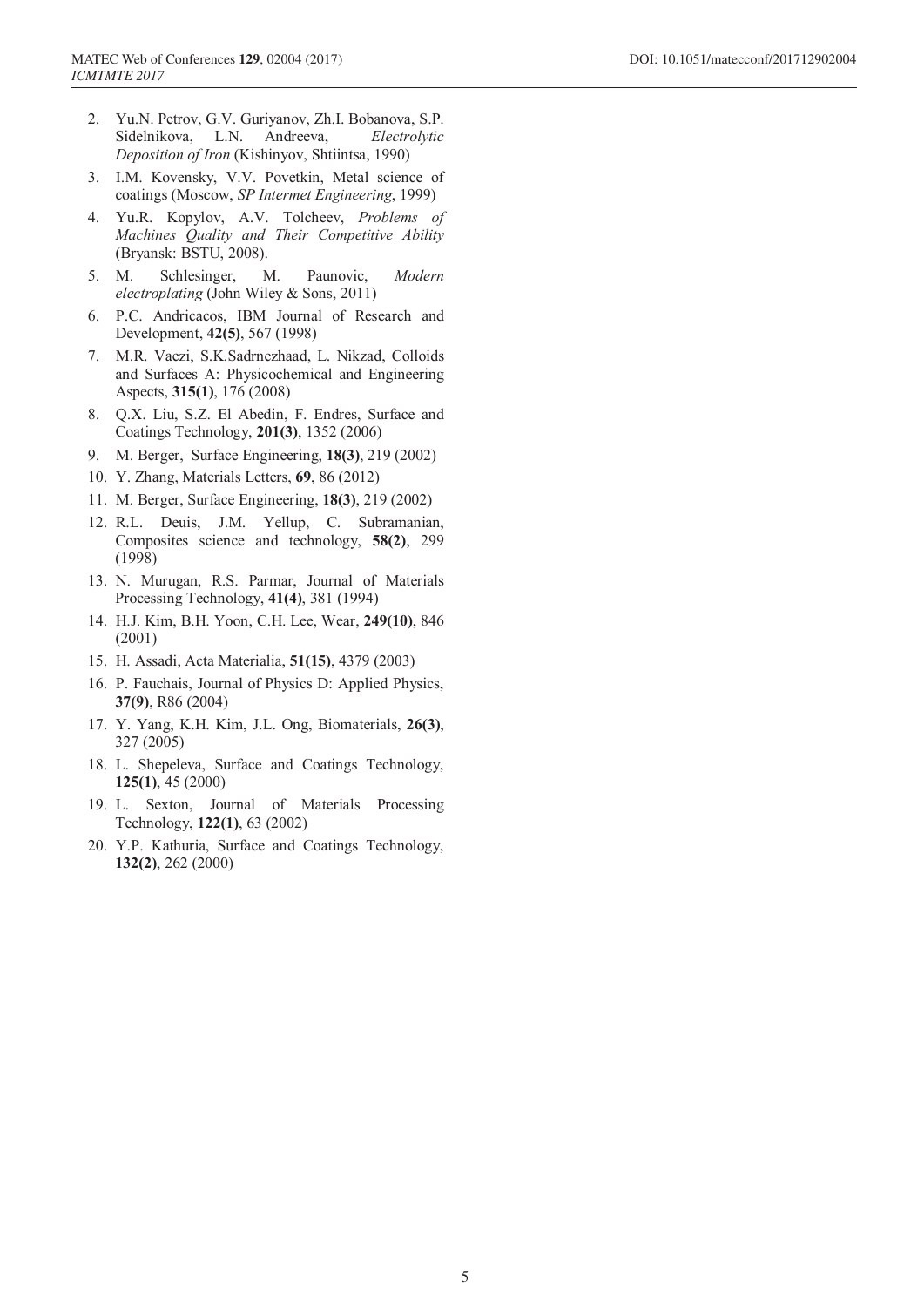2. Yu.N. Petrov, G.V. Guriyanov, Zh.I. Bobanova, S.P. Sidelnikova, L.N. Andreeva, *Electrolytic Deposition of Iron* (Kishinyov, Shtiintsa, 1990)
3. I.M. Kovensky, V.V. Povetkin, Metal science of coatings (Moscow, *SP Intermet Engineering*, 1999)
4. Yu.R. Kopylov, A.V. Tolcheev, *Problems of Machines Quality and Their Competitive Ability* (Bryansk: BSTU, 2008).
5. M. Schlesinger, M. Paunovic, *Modern electroplating* (John Wiley & Sons, 2011)
6. P.C. Andricacos, IBM Journal of Research and Development, **42(5)**, 567 (1998)
7. M.R. Vaezi, S.K.Sadrnezhaad, L. Nikzad, Colloids and Surfaces A: Physicochemical and Engineering Aspects, **315(1)**, 176 (2008)
8. Q.X. Liu, S.Z. El Abedin, F. Endres, Surface and Coatings Technology, **201(3)**, 1352 (2006)
9. M. Berger, Surface Engineering, **18(3)**, 219 (2002)
10. Y. Zhang, Materials Letters, **69**, 86 (2012)
11. M. Berger, Surface Engineering, **18(3)**, 219 (2002)
12. R.L. Deuis, J.M. Yellup, C. Subramanian, Composites science and technology, **58(2)**, 299 (1998)
13. N. Murugan, R.S. Parmar, Journal of Materials Processing Technology, **41(4)**, 381 (1994)
14. H.J. Kim, B.H. Yoon, C.H. Lee, Wear, **249(10)**, 846 (2001)
15. H. Assadi, Acta Materialia, **51(15)**, 4379 (2003)
16. P. Fauchais, Journal of Physics D: Applied Physics, **37(9)**, R86 (2004)
17. Y. Yang, K.H. Kim, J.L. Ong, Biomaterials, **26(3)**, 327 (2005)
18. L. Shepeleva, Surface and Coatings Technology, **125(1)**, 45 (2000)
19. L. Sexton, Journal of Materials Processing Technology, **122(1)**, 63 (2002)
20. Y.P. Kathuria, Surface and Coatings Technology, **132(2)**, 262 (2000)